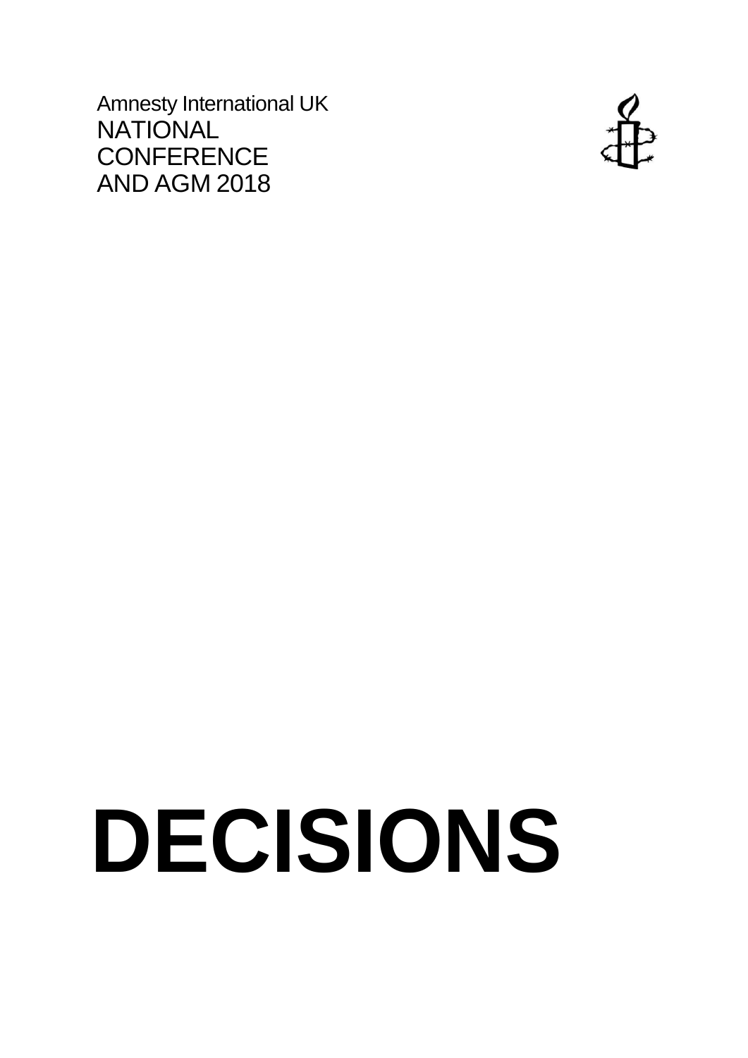Amnesty International UK
NATIONAL
CONFERENCE
AND AGM 2018

# DECISIONS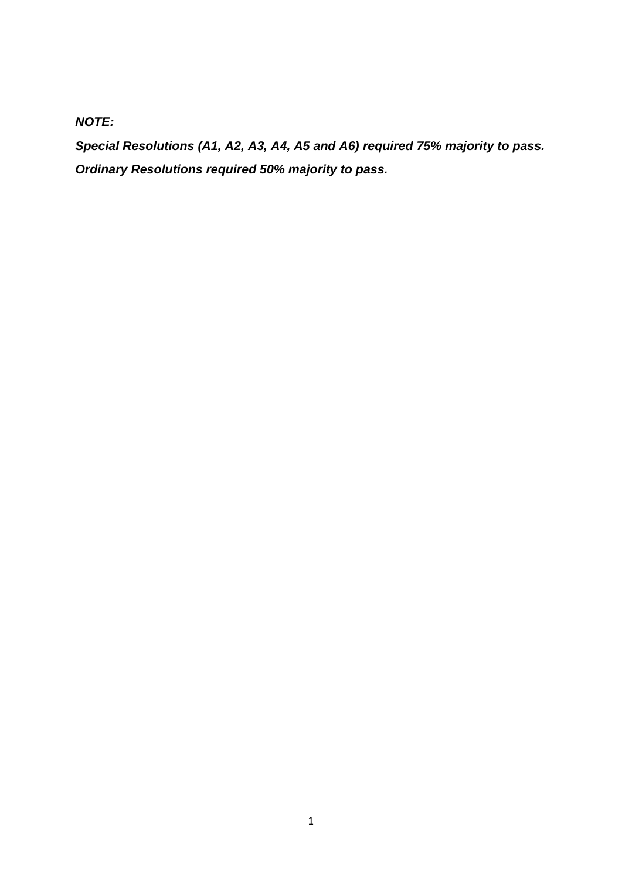***NOTE:***

***Special Resolutions (A1, A2, A3, A4, A5 and A6) required 75% majority to pass.***

***Ordinary Resolutions required 50% majority to pass.***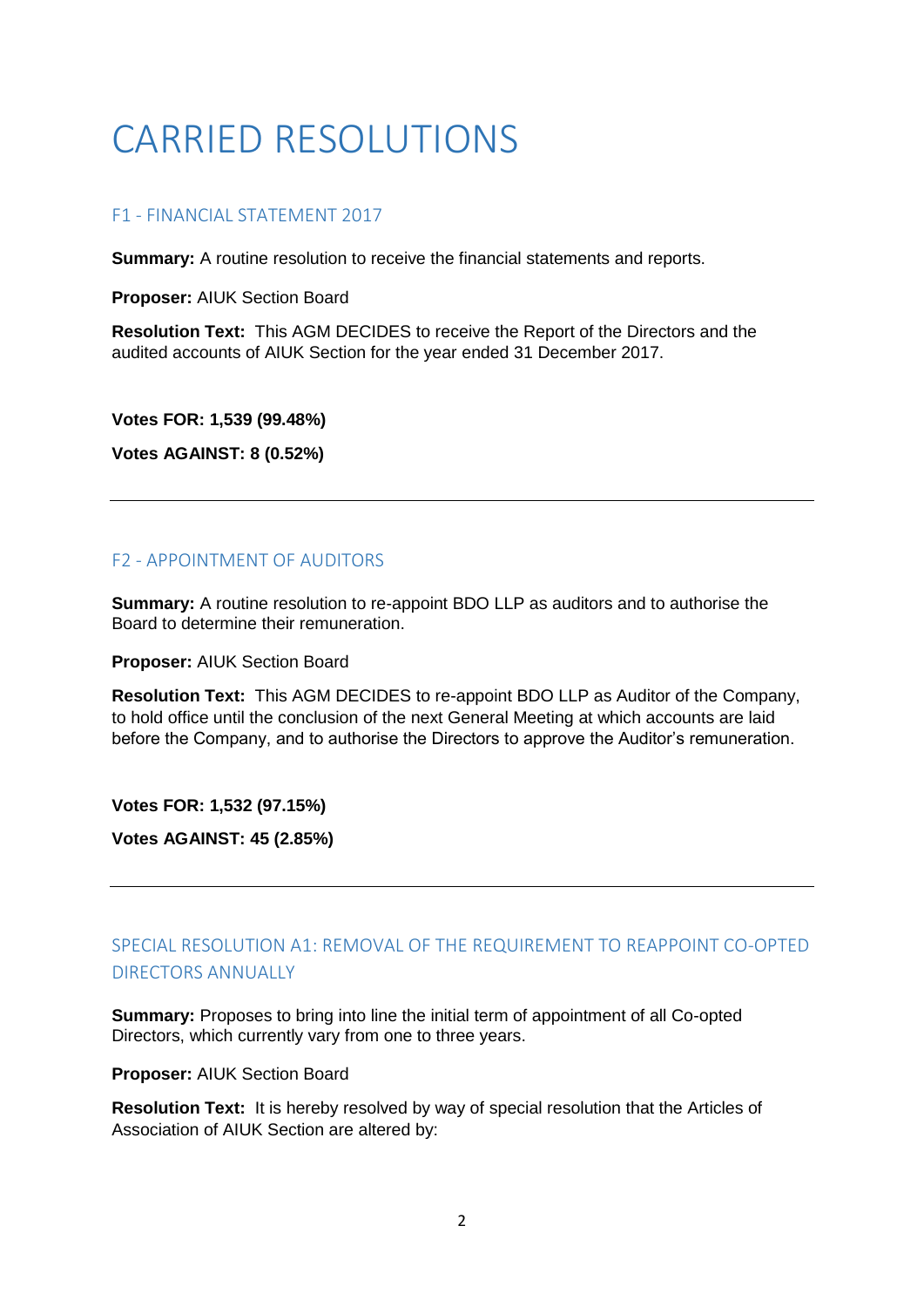# CARRIED RESOLUTIONS

## F1 - FINANCIAL STATEMENT 2017

**Summary:** A routine resolution to receive the financial statements and reports.

**Proposer:** AIUK Section Board

**Resolution Text:** This AGM DECIDES to receive the Report of the Directors and the audited accounts of AIUK Section for the year ended 31 December 2017.

**Votes FOR: 1,539 (99.48%)**

**Votes AGAINST: 8 (0.52%)**

---

## F2 - APPOINTMENT OF AUDITORS

**Summary:** A routine resolution to re-appoint BDO LLP as auditors and to authorise the Board to determine their remuneration.

**Proposer:** AIUK Section Board

**Resolution Text:** This AGM DECIDES to re-appoint BDO LLP as Auditor of the Company, to hold office until the conclusion of the next General Meeting at which accounts are laid before the Company, and to authorise the Directors to approve the Auditor's remuneration.

**Votes FOR: 1,532 (97.15%)**

**Votes AGAINST: 45 (2.85%)**

---

## SPECIAL RESOLUTION A1: REMOVAL OF THE REQUIREMENT TO REAPPOINT CO-OPTED DIRECTORS ANNUALLY

**Summary:** Proposes to bring into line the initial term of appointment of all Co-opted Directors, which currently vary from one to three years.

**Proposer:** AIUK Section Board

**Resolution Text:** It is hereby resolved by way of special resolution that the Articles of Association of AIUK Section are altered by: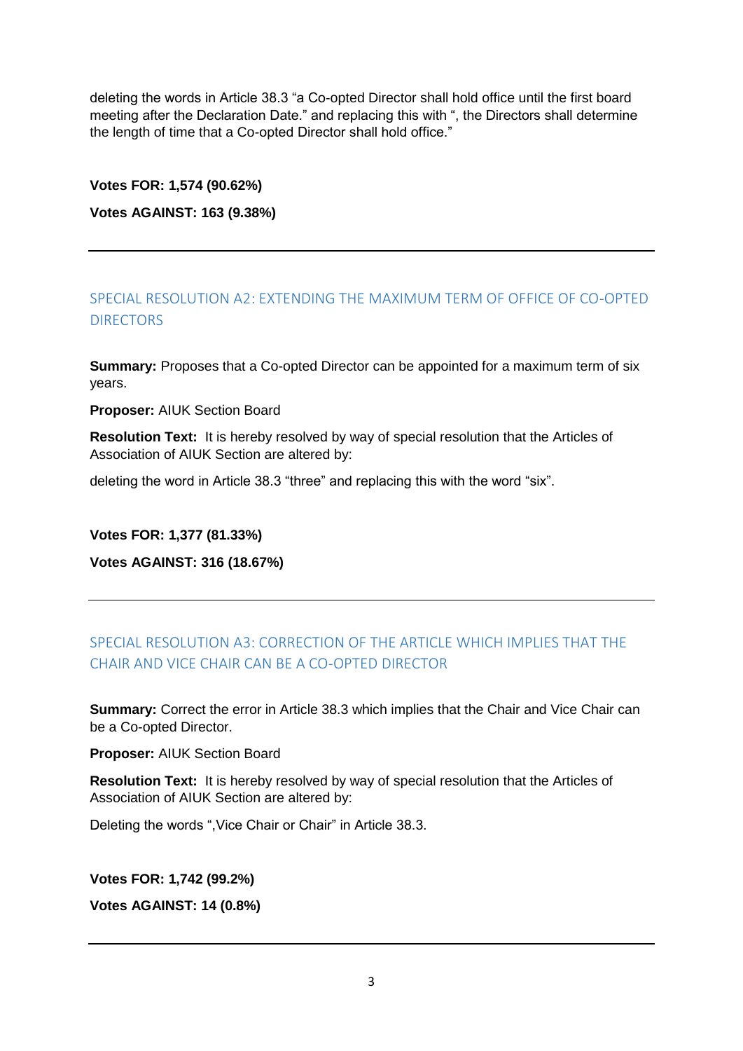deleting the words in Article 38.3 "a Co-opted Director shall hold office until the first board meeting after the Declaration Date." and replacing this with ", the Directors shall determine the length of time that a Co-opted Director shall hold office."

**Votes FOR: 1,574 (90.62%)**

**Votes AGAINST: 163 (9.38%)**

---

## SPECIAL RESOLUTION A2: EXTENDING THE MAXIMUM TERM OF OFFICE OF CO-OPTED DIRECTORS

**Summary:** Proposes that a Co-opted Director can be appointed for a maximum term of six years.

**Proposer:** AIUK Section Board

**Resolution Text:** It is hereby resolved by way of special resolution that the Articles of Association of AIUK Section are altered by:

deleting the word in Article 38.3 "three" and replacing this with the word "six".

**Votes FOR: 1,377 (81.33%)**

**Votes AGAINST: 316 (18.67%)**

---

## SPECIAL RESOLUTION A3: CORRECTION OF THE ARTICLE WHICH IMPLIES THAT THE CHAIR AND VICE CHAIR CAN BE A CO-OPTED DIRECTOR

**Summary:** Correct the error in Article 38.3 which implies that the Chair and Vice Chair can be a Co-opted Director.

**Proposer:** AIUK Section Board

**Resolution Text:** It is hereby resolved by way of special resolution that the Articles of Association of AIUK Section are altered by:

Deleting the words ",Vice Chair or Chair" in Article 38.3.

**Votes FOR: 1,742 (99.2%)**

**Votes AGAINST: 14 (0.8%)**

---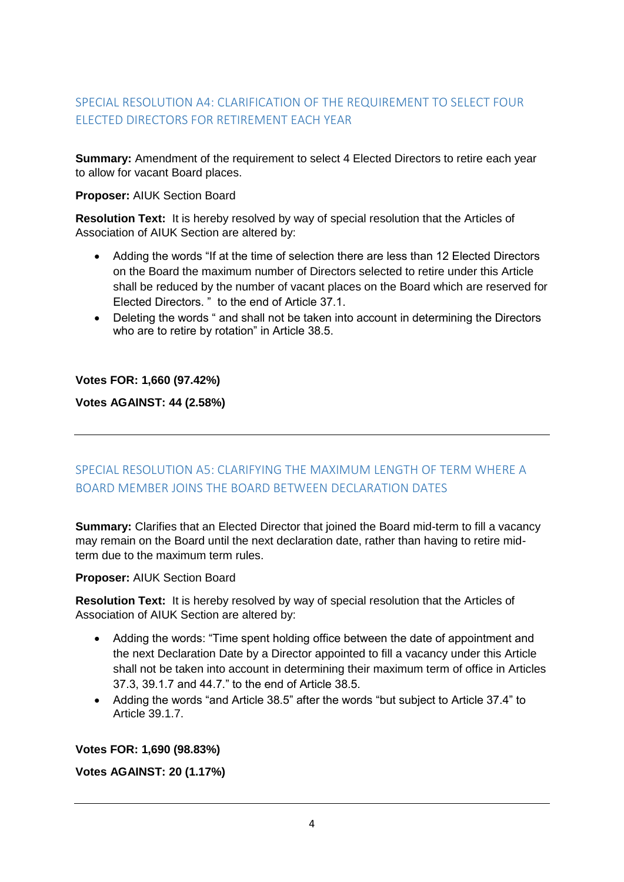## SPECIAL RESOLUTION A4: CLARIFICATION OF THE REQUIREMENT TO SELECT FOUR ELECTED DIRECTORS FOR RETIREMENT EACH YEAR

**Summary:** Amendment of the requirement to select 4 Elected Directors to retire each year to allow for vacant Board places.

**Proposer:** AIUK Section Board

**Resolution Text:** It is hereby resolved by way of special resolution that the Articles of Association of AIUK Section are altered by:

- Adding the words "If at the time of selection there are less than 12 Elected Directors on the Board the maximum number of Directors selected to retire under this Article shall be reduced by the number of vacant places on the Board which are reserved for Elected Directors. " to the end of Article 37.1.
- Deleting the words " and shall not be taken into account in determining the Directors who are to retire by rotation" in Article 38.5.

**Votes FOR: 1,660 (97.42%)**

**Votes AGAINST: 44 (2.58%)**

---

## SPECIAL RESOLUTION A5: CLARIFYING THE MAXIMUM LENGTH OF TERM WHERE A BOARD MEMBER JOINS THE BOARD BETWEEN DECLARATION DATES

**Summary:** Clarifies that an Elected Director that joined the Board mid-term to fill a vacancy may remain on the Board until the next declaration date, rather than having to retire mid-term due to the maximum term rules.

**Proposer:** AIUK Section Board

**Resolution Text:** It is hereby resolved by way of special resolution that the Articles of Association of AIUK Section are altered by:

- Adding the words: "Time spent holding office between the date of appointment and the next Declaration Date by a Director appointed to fill a vacancy under this Article shall not be taken into account in determining their maximum term of office in Articles 37.3, 39.1.7 and 44.7." to the end of Article 38.5.
- Adding the words "and Article 38.5" after the words "but subject to Article 37.4" to Article 39.1.7.

**Votes FOR: 1,690 (98.83%)**

**Votes AGAINST: 20 (1.17%)**

---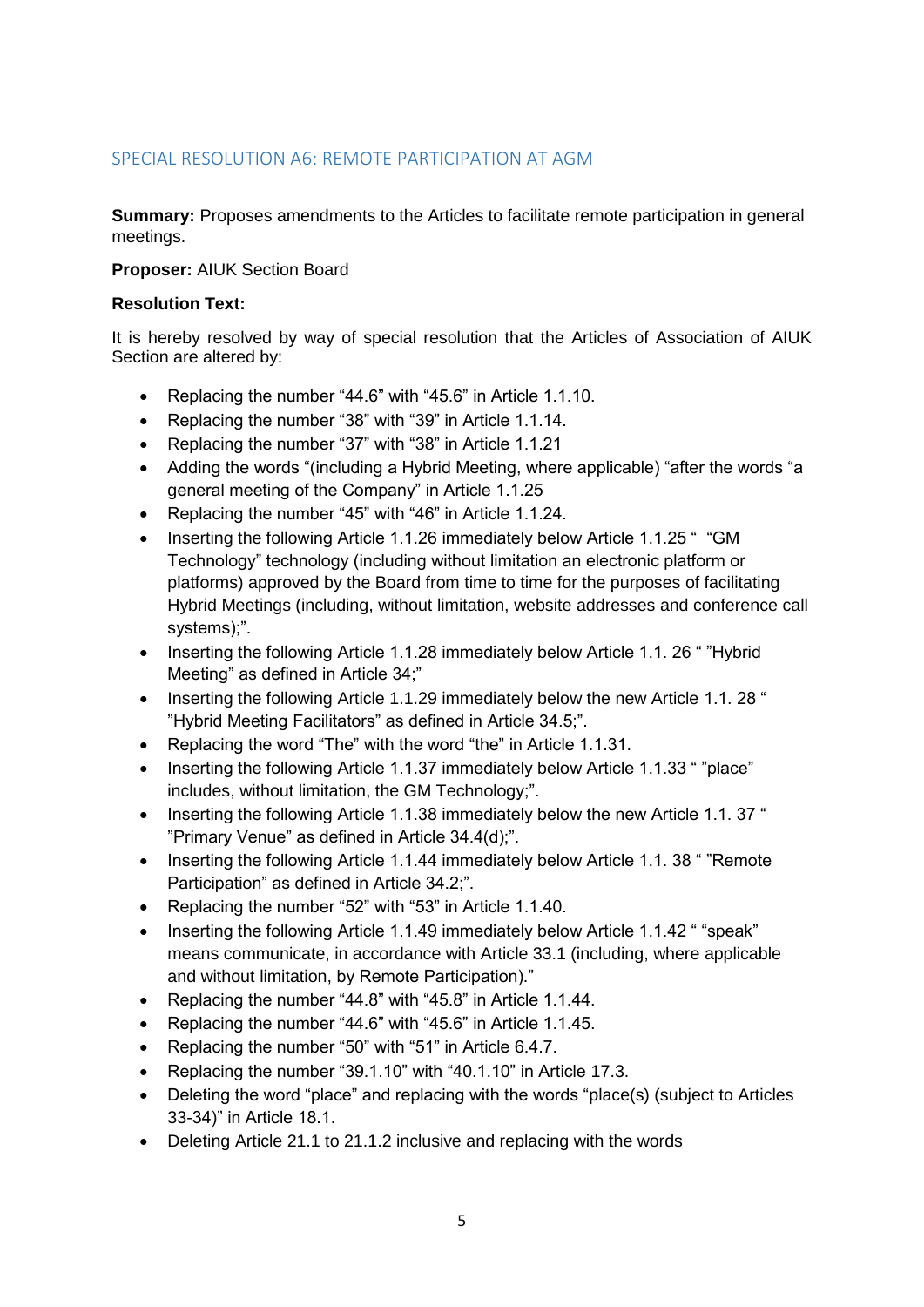## SPECIAL RESOLUTION A6: REMOTE PARTICIPATION AT AGM

**Summary:** Proposes amendments to the Articles to facilitate remote participation in general meetings.

**Proposer:** AIUK Section Board

**Resolution Text:**

It is hereby resolved by way of special resolution that the Articles of Association of AIUK Section are altered by:

- Replacing the number "44.6" with "45.6" in Article 1.1.10.
- Replacing the number "38" with "39" in Article 1.1.14.
- Replacing the number "37" with "38" in Article 1.1.21
- Adding the words "(including a Hybrid Meeting, where applicable) "after the words "a general meeting of the Company" in Article 1.1.25
- Replacing the number "45" with "46" in Article 1.1.24.
- Inserting the following Article 1.1.26 immediately below Article 1.1.25 " "GM Technology" technology (including without limitation an electronic platform or platforms) approved by the Board from time to time for the purposes of facilitating Hybrid Meetings (including, without limitation, website addresses and conference call systems);".
- Inserting the following Article 1.1.28 immediately below Article 1.1. 26 " "Hybrid Meeting" as defined in Article 34;"
- Inserting the following Article 1.1.29 immediately below the new Article 1.1. 28 " "Hybrid Meeting Facilitators" as defined in Article 34.5;".
- Replacing the word "The" with the word "the" in Article 1.1.31.
- Inserting the following Article 1.1.37 immediately below Article 1.1.33 " "place" includes, without limitation, the GM Technology;".
- Inserting the following Article 1.1.38 immediately below the new Article 1.1. 37 " "Primary Venue" as defined in Article 34.4(d);".
- Inserting the following Article 1.1.44 immediately below Article 1.1. 38 " "Remote Participation" as defined in Article 34.2;".
- Replacing the number "52" with "53" in Article 1.1.40.
- Inserting the following Article 1.1.49 immediately below Article 1.1.42 " "speak" means communicate, in accordance with Article 33.1 (including, where applicable and without limitation, by Remote Participation)."
- Replacing the number "44.8" with "45.8" in Article 1.1.44.
- Replacing the number "44.6" with "45.6" in Article 1.1.45.
- Replacing the number "50" with "51" in Article 6.4.7.
- Replacing the number "39.1.10" with "40.1.10" in Article 17.3.
- Deleting the word "place" and replacing with the words "place(s) (subject to Articles 33-34)" in Article 18.1.
- Deleting Article 21.1 to 21.1.2 inclusive and replacing with the words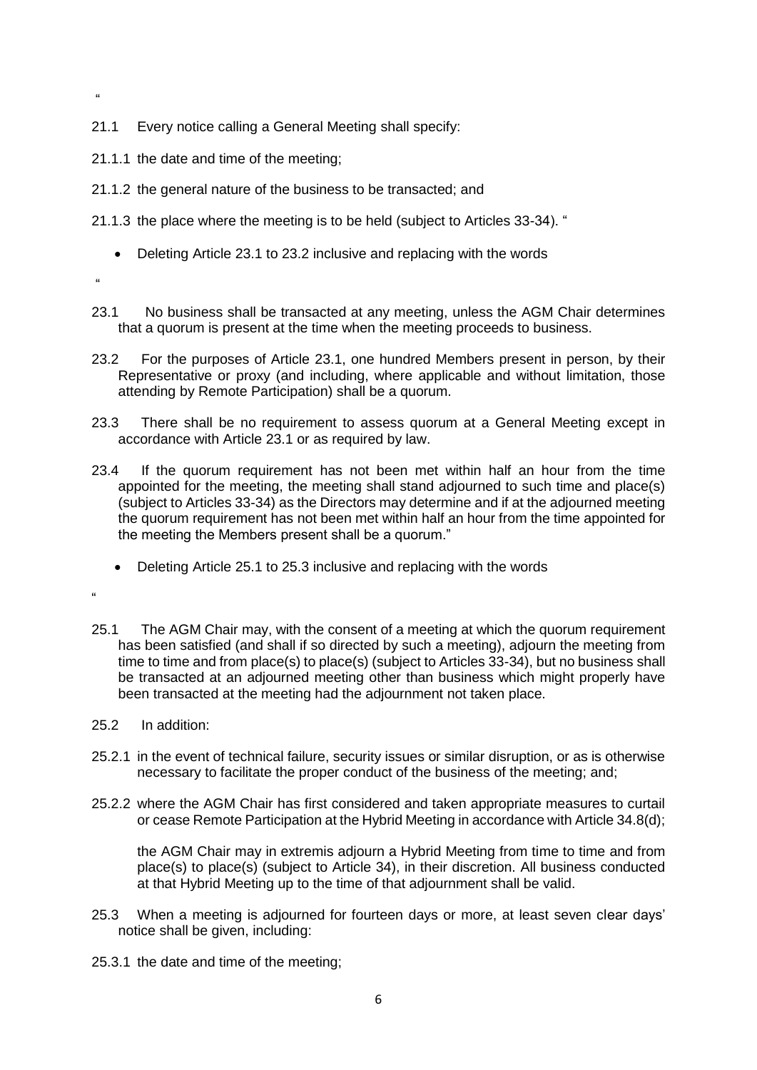"

21.1 Every notice calling a General Meeting shall specify:

21.1.1 the date and time of the meeting;

21.1.2 the general nature of the business to be transacted; and

21.1.3 the place where the meeting is to be held (subject to Articles 33-34). "

- Deleting Article 23.1 to 23.2 inclusive and replacing with the words

"

23.1 No business shall be transacted at any meeting, unless the AGM Chair determines that a quorum is present at the time when the meeting proceeds to business.

23.2 For the purposes of Article 23.1, one hundred Members present in person, by their Representative or proxy (and including, where applicable and without limitation, those attending by Remote Participation) shall be a quorum.

23.3 There shall be no requirement to assess quorum at a General Meeting except in accordance with Article 23.1 or as required by law.

23.4 If the quorum requirement has not been met within half an hour from the time appointed for the meeting, the meeting shall stand adjourned to such time and place(s) (subject to Articles 33-34) as the Directors may determine and if at the adjourned meeting the quorum requirement has not been met within half an hour from the time appointed for the meeting the Members present shall be a quorum."

- Deleting Article 25.1 to 25.3 inclusive and replacing with the words

"

25.1 The AGM Chair may, with the consent of a meeting at which the quorum requirement has been satisfied (and shall if so directed by such a meeting), adjourn the meeting from time to time and from place(s) to place(s) (subject to Articles 33-34), but no business shall be transacted at an adjourned meeting other than business which might properly have been transacted at the meeting had the adjournment not taken place.

25.2 In addition:

25.2.1 in the event of technical failure, security issues or similar disruption, or as is otherwise necessary to facilitate the proper conduct of the business of the meeting; and;

25.2.2 where the AGM Chair has first considered and taken appropriate measures to curtail or cease Remote Participation at the Hybrid Meeting in accordance with Article 34.8(d);

the AGM Chair may in extremis adjourn a Hybrid Meeting from time to time and from place(s) to place(s) (subject to Article 34), in their discretion. All business conducted at that Hybrid Meeting up to the time of that adjournment shall be valid.

25.3 When a meeting is adjourned for fourteen days or more, at least seven clear days' notice shall be given, including:

25.3.1 the date and time of the meeting;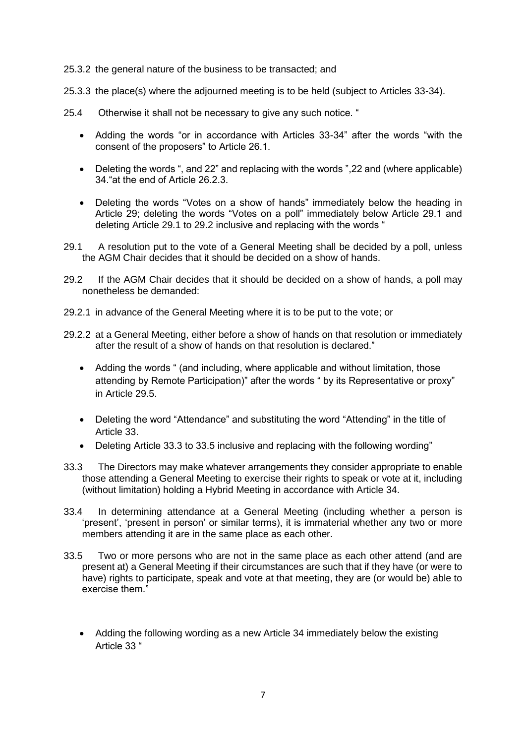25.3.2 the general nature of the business to be transacted; and

25.3.3 the place(s) where the adjourned meeting is to be held (subject to Articles 33-34).

25.4 Otherwise it shall not be necessary to give any such notice. "

- Adding the words "or in accordance with Articles 33-34" after the words "with the consent of the proposers" to Article 26.1.
- Deleting the words ", and 22" and replacing with the words ",22 and (where applicable) 34."at the end of Article 26.2.3.
- Deleting the words "Votes on a show of hands" immediately below the heading in Article 29; deleting the words "Votes on a poll" immediately below Article 29.1 and deleting Article 29.1 to 29.2 inclusive and replacing with the words "

29.1 A resolution put to the vote of a General Meeting shall be decided by a poll, unless the AGM Chair decides that it should be decided on a show of hands.

29.2 If the AGM Chair decides that it should be decided on a show of hands, a poll may nonetheless be demanded:

29.2.1 in advance of the General Meeting where it is to be put to the vote; or

29.2.2 at a General Meeting, either before a show of hands on that resolution or immediately after the result of a show of hands on that resolution is declared."

- Adding the words " (and including, where applicable and without limitation, those attending by Remote Participation)" after the words " by its Representative or proxy" in Article 29.5.
- Deleting the word "Attendance" and substituting the word "Attending" in the title of Article 33.
- Deleting Article 33.3 to 33.5 inclusive and replacing with the following wording"

33.3 The Directors may make whatever arrangements they consider appropriate to enable those attending a General Meeting to exercise their rights to speak or vote at it, including (without limitation) holding a Hybrid Meeting in accordance with Article 34.

33.4 In determining attendance at a General Meeting (including whether a person is 'present', 'present in person' or similar terms), it is immaterial whether any two or more members attending it are in the same place as each other.

33.5 Two or more persons who are not in the same place as each other attend (and are present at) a General Meeting if their circumstances are such that if they have (or were to have) rights to participate, speak and vote at that meeting, they are (or would be) able to exercise them."

- Adding the following wording as a new Article 34 immediately below the existing Article 33 "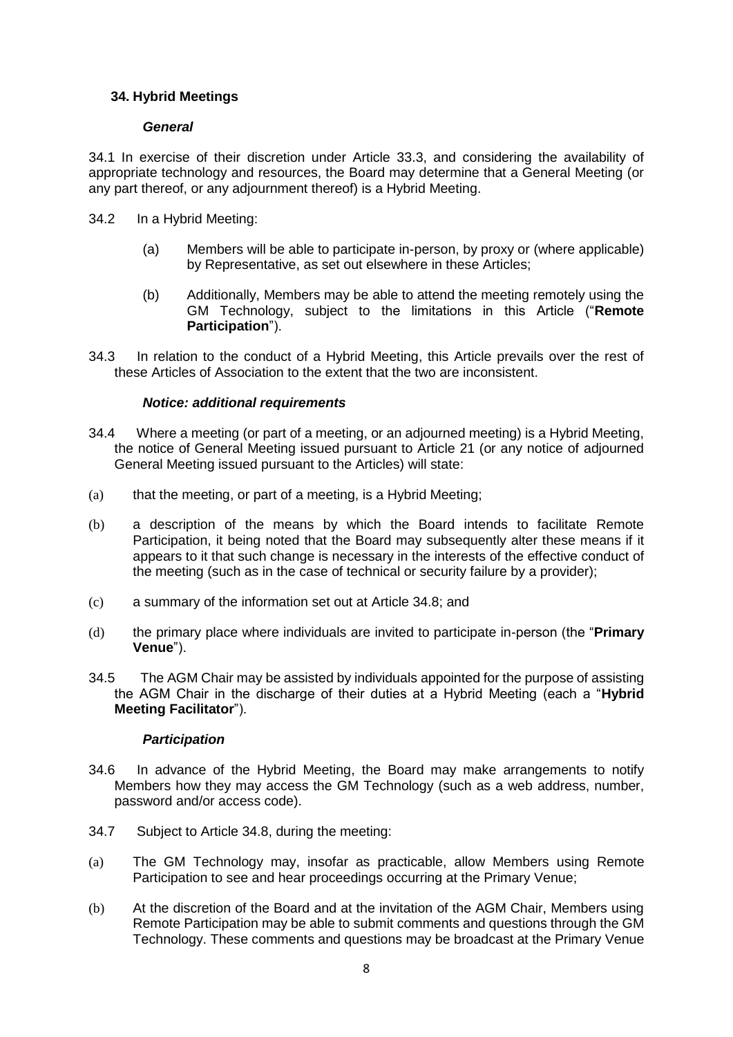### 34. Hybrid Meetings

#### *General*

34.1 In exercise of their discretion under Article 33.3, and considering the availability of appropriate technology and resources, the Board may determine that a General Meeting (or any part thereof, or any adjournment thereof) is a Hybrid Meeting.

34.2 In a Hybrid Meeting:

(a) Members will be able to participate in-person, by proxy or (where applicable) by Representative, as set out elsewhere in these Articles;

(b) Additionally, Members may be able to attend the meeting remotely using the GM Technology, subject to the limitations in this Article ("**Remote Participation**").

34.3 In relation to the conduct of a Hybrid Meeting, this Article prevails over the rest of these Articles of Association to the extent that the two are inconsistent.

#### *Notice: additional requirements*

34.4 Where a meeting (or part of a meeting, or an adjourned meeting) is a Hybrid Meeting, the notice of General Meeting issued pursuant to Article 21 (or any notice of adjourned General Meeting issued pursuant to the Articles) will state:

(a) that the meeting, or part of a meeting, is a Hybrid Meeting;

(b) a description of the means by which the Board intends to facilitate Remote Participation, it being noted that the Board may subsequently alter these means if it appears to it that such change is necessary in the interests of the effective conduct of the meeting (such as in the case of technical or security failure by a provider);

(c) a summary of the information set out at Article 34.8; and

(d) the primary place where individuals are invited to participate in-person (the "**Primary Venue**").

34.5 The AGM Chair may be assisted by individuals appointed for the purpose of assisting the AGM Chair in the discharge of their duties at a Hybrid Meeting (each a "**Hybrid Meeting Facilitator**").

#### *Participation*

34.6 In advance of the Hybrid Meeting, the Board may make arrangements to notify Members how they may access the GM Technology (such as a web address, number, password and/or access code).

34.7 Subject to Article 34.8, during the meeting:

(a) The GM Technology may, insofar as practicable, allow Members using Remote Participation to see and hear proceedings occurring at the Primary Venue;

(b) At the discretion of the Board and at the invitation of the AGM Chair, Members using Remote Participation may be able to submit comments and questions through the GM Technology. These comments and questions may be broadcast at the Primary Venue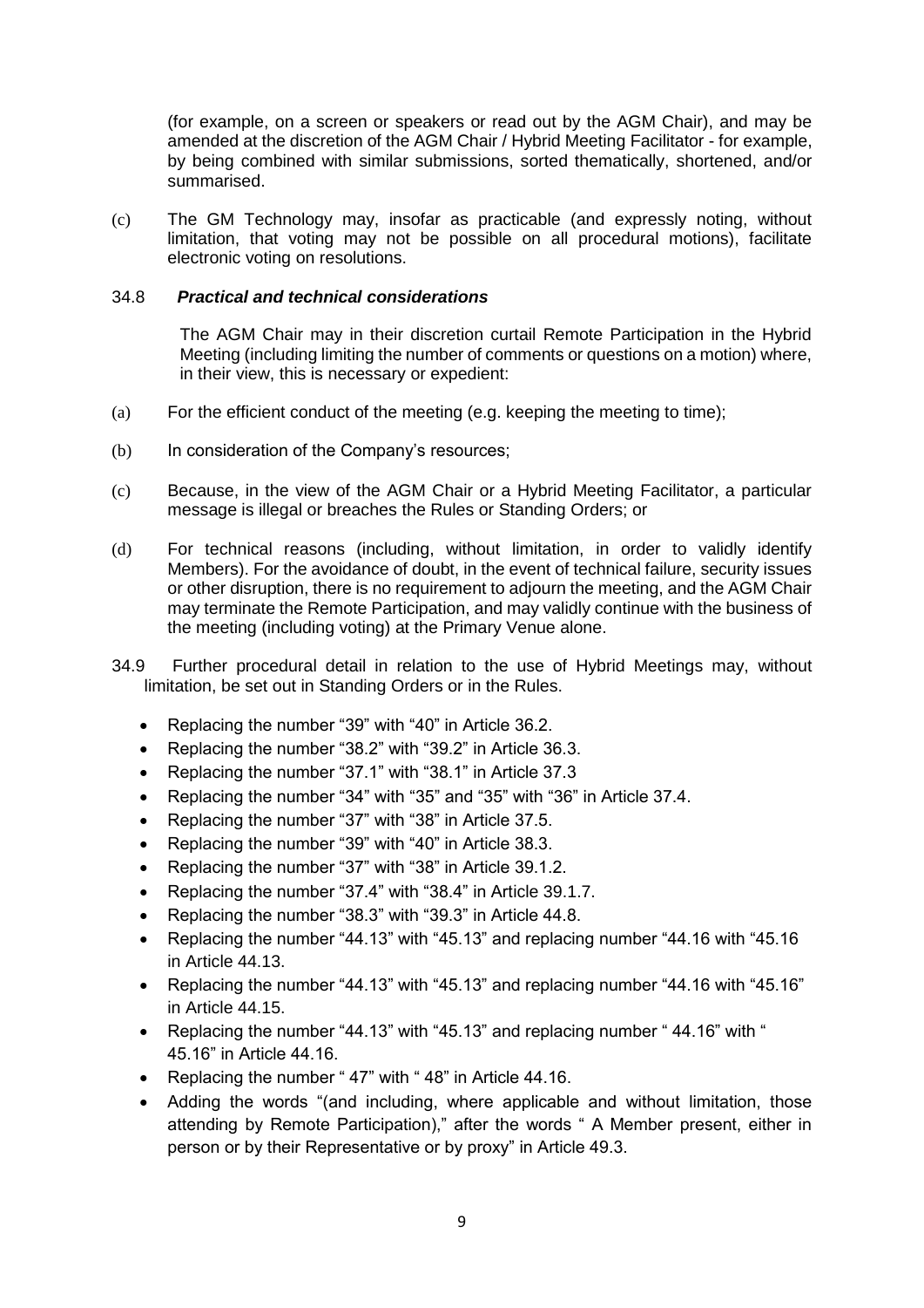(for example, on a screen or speakers or read out by the AGM Chair), and may be amended at the discretion of the AGM Chair / Hybrid Meeting Facilitator - for example, by being combined with similar submissions, sorted thematically, shortened, and/or summarised.

(c) The GM Technology may, insofar as practicable (and expressly noting, without limitation, that voting may not be possible on all procedural motions), facilitate electronic voting on resolutions.

34.8 ***Practical and technical considerations***

The AGM Chair may in their discretion curtail Remote Participation in the Hybrid Meeting (including limiting the number of comments or questions on a motion) where, in their view, this is necessary or expedient:

(a) For the efficient conduct of the meeting (e.g. keeping the meeting to time);

(b) In consideration of the Company's resources;

(c) Because, in the view of the AGM Chair or a Hybrid Meeting Facilitator, a particular message is illegal or breaches the Rules or Standing Orders; or

(d) For technical reasons (including, without limitation, in order to validly identify Members). For the avoidance of doubt, in the event of technical failure, security issues or other disruption, there is no requirement to adjourn the meeting, and the AGM Chair may terminate the Remote Participation, and may validly continue with the business of the meeting (including voting) at the Primary Venue alone.

34.9 Further procedural detail in relation to the use of Hybrid Meetings may, without limitation, be set out in Standing Orders or in the Rules.

- Replacing the number "39" with "40" in Article 36.2.
- Replacing the number "38.2" with "39.2" in Article 36.3.
- Replacing the number "37.1" with "38.1" in Article 37.3
- Replacing the number "34" with "35" and "35" with "36" in Article 37.4.
- Replacing the number "37" with "38" in Article 37.5.
- Replacing the number "39" with "40" in Article 38.3.
- Replacing the number "37" with "38" in Article 39.1.2.
- Replacing the number "37.4" with "38.4" in Article 39.1.7.
- Replacing the number "38.3" with "39.3" in Article 44.8.
- Replacing the number "44.13" with "45.13" and replacing number "44.16 with "45.16 in Article 44.13.
- Replacing the number "44.13" with "45.13" and replacing number "44.16 with "45.16" in Article 44.15.
- Replacing the number "44.13" with "45.13" and replacing number " 44.16" with " 45.16" in Article 44.16.
- Replacing the number " 47" with " 48" in Article 44.16.
- Adding the words "(and including, where applicable and without limitation, those attending by Remote Participation)," after the words " A Member present, either in person or by their Representative or by proxy" in Article 49.3.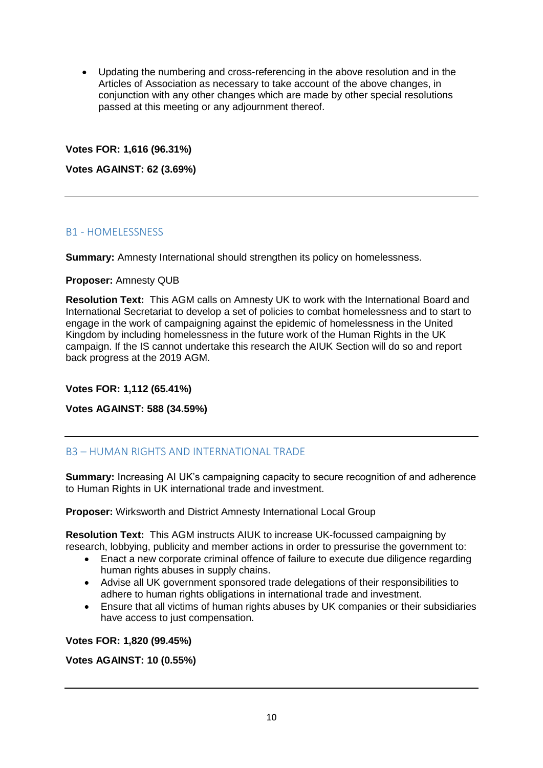- Updating the numbering and cross-referencing in the above resolution and in the Articles of Association as necessary to take account of the above changes, in conjunction with any other changes which are made by other special resolutions passed at this meeting or any adjournment thereof.

**Votes FOR: 1,616 (96.31%)**

**Votes AGAINST: 62 (3.69%)**

---

## B1 - HOMELESSNESS

**Summary:** Amnesty International should strengthen its policy on homelessness.

**Proposer:** Amnesty QUB

**Resolution Text:** This AGM calls on Amnesty UK to work with the International Board and International Secretariat to develop a set of policies to combat homelessness and to start to engage in the work of campaigning against the epidemic of homelessness in the United Kingdom by including homelessness in the future work of the Human Rights in the UK campaign. If the IS cannot undertake this research the AIUK Section will do so and report back progress at the 2019 AGM.

**Votes FOR: 1,112 (65.41%)**

**Votes AGAINST: 588 (34.59%)**

---

## B3 – HUMAN RIGHTS AND INTERNATIONAL TRADE

**Summary:** Increasing AI UK's campaigning capacity to secure recognition of and adherence to Human Rights in UK international trade and investment.

**Proposer:** Wirksworth and District Amnesty International Local Group

**Resolution Text:** This AGM instructs AIUK to increase UK-focussed campaigning by research, lobbying, publicity and member actions in order to pressurise the government to:

- Enact a new corporate criminal offence of failure to execute due diligence regarding human rights abuses in supply chains.
- Advise all UK government sponsored trade delegations of their responsibilities to adhere to human rights obligations in international trade and investment.
- Ensure that all victims of human rights abuses by UK companies or their subsidiaries have access to just compensation.

**Votes FOR: 1,820 (99.45%)**

**Votes AGAINST: 10 (0.55%)**

---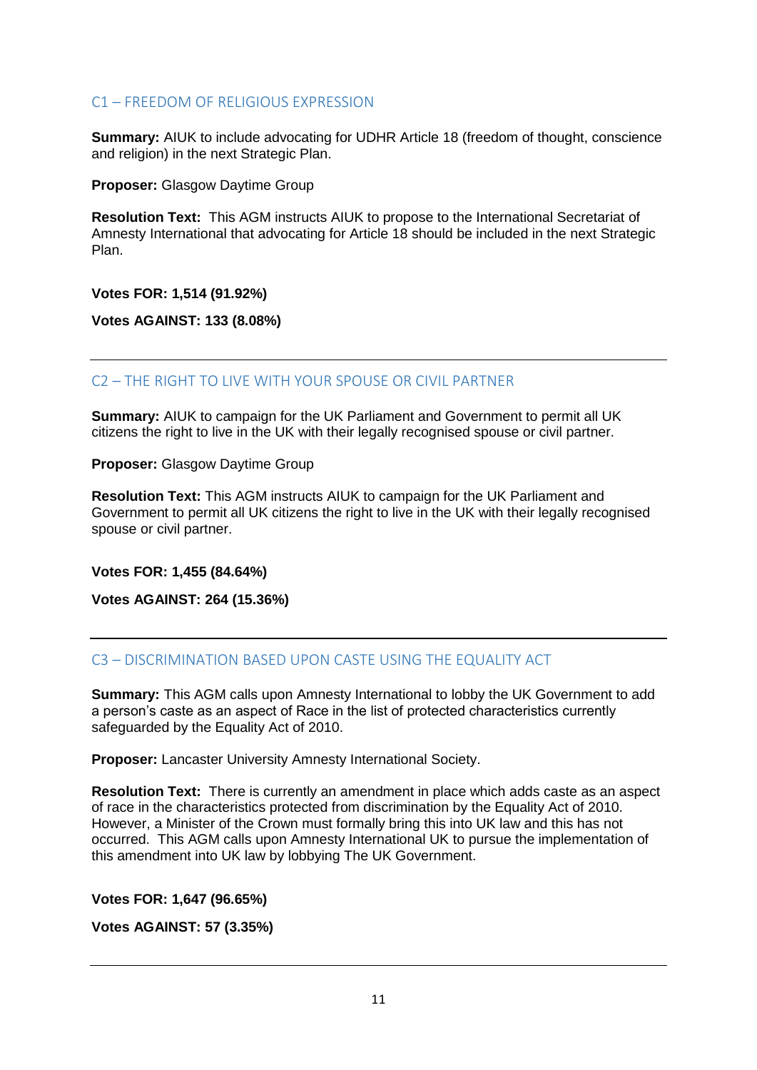## C1 – FREEDOM OF RELIGIOUS EXPRESSION

**Summary:** AIUK to include advocating for UDHR Article 18 (freedom of thought, conscience and religion) in the next Strategic Plan.

**Proposer:** Glasgow Daytime Group

**Resolution Text:** This AGM instructs AIUK to propose to the International Secretariat of Amnesty International that advocating for Article 18 should be included in the next Strategic Plan.

**Votes FOR: 1,514 (91.92%)**

**Votes AGAINST: 133 (8.08%)**

---

## C2 – THE RIGHT TO LIVE WITH YOUR SPOUSE OR CIVIL PARTNER

**Summary:** AIUK to campaign for the UK Parliament and Government to permit all UK citizens the right to live in the UK with their legally recognised spouse or civil partner.

**Proposer:** Glasgow Daytime Group

**Resolution Text:** This AGM instructs AIUK to campaign for the UK Parliament and Government to permit all UK citizens the right to live in the UK with their legally recognised spouse or civil partner.

**Votes FOR: 1,455 (84.64%)**

**Votes AGAINST: 264 (15.36%)**

---

## C3 – DISCRIMINATION BASED UPON CASTE USING THE EQUALITY ACT

**Summary:** This AGM calls upon Amnesty International to lobby the UK Government to add a person's caste as an aspect of Race in the list of protected characteristics currently safeguarded by the Equality Act of 2010.

**Proposer:** Lancaster University Amnesty International Society.

**Resolution Text:** There is currently an amendment in place which adds caste as an aspect of race in the characteristics protected from discrimination by the Equality Act of 2010. However, a Minister of the Crown must formally bring this into UK law and this has not occurred. This AGM calls upon Amnesty International UK to pursue the implementation of this amendment into UK law by lobbying The UK Government.

**Votes FOR: 1,647 (96.65%)**

**Votes AGAINST: 57 (3.35%)**

---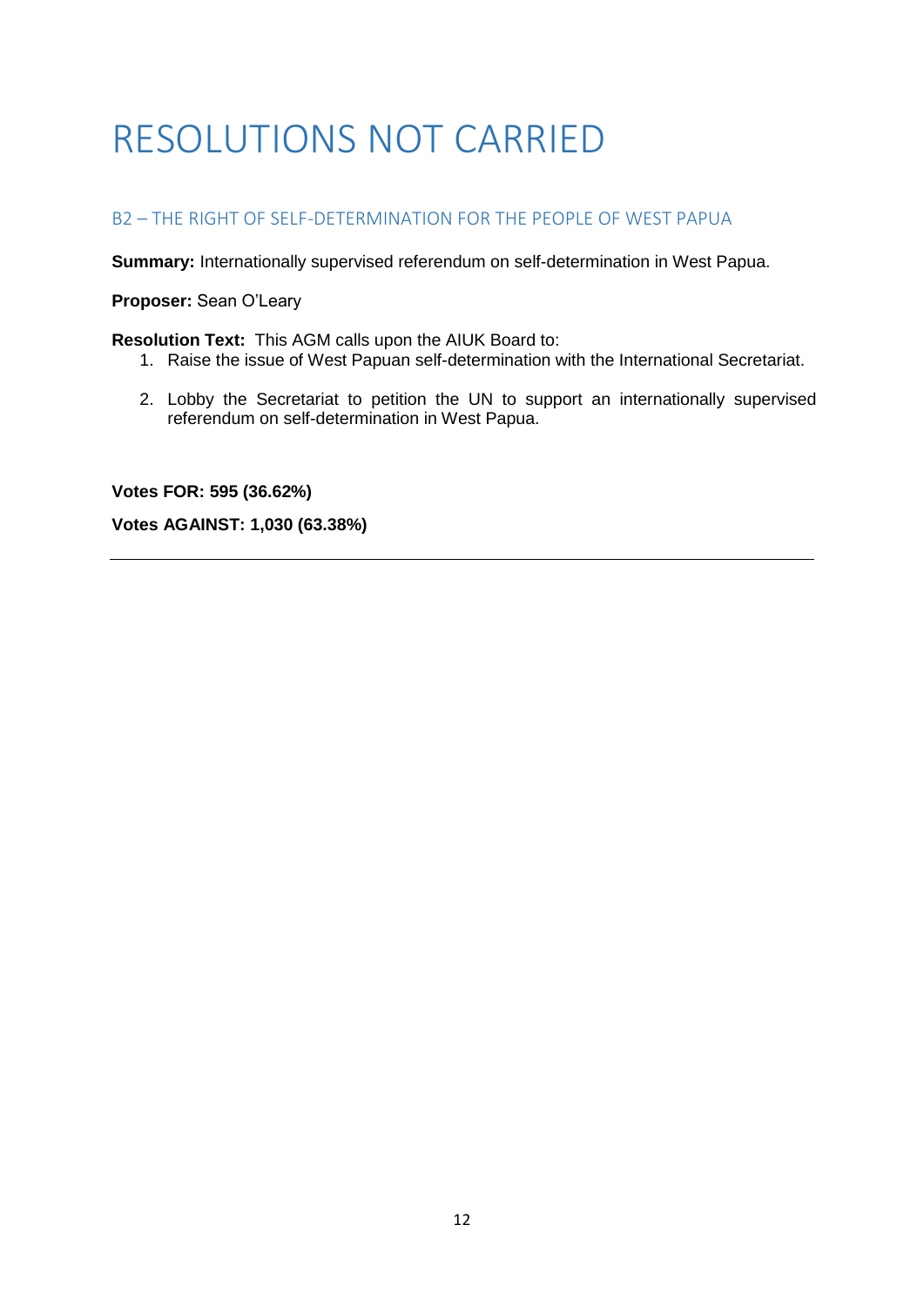# RESOLUTIONS NOT CARRIED

## B2 – THE RIGHT OF SELF-DETERMINATION FOR THE PEOPLE OF WEST PAPUA

**Summary:** Internationally supervised referendum on self-determination in West Papua.

**Proposer:** Sean O'Leary

**Resolution Text:** This AGM calls upon the AIUK Board to:

1. Raise the issue of West Papuan self-determination with the International Secretariat.
2. Lobby the Secretariat to petition the UN to support an internationally supervised referendum on self-determination in West Papua.

**Votes FOR: 595 (36.62%)**

**Votes AGAINST: 1,030 (63.38%)**

---